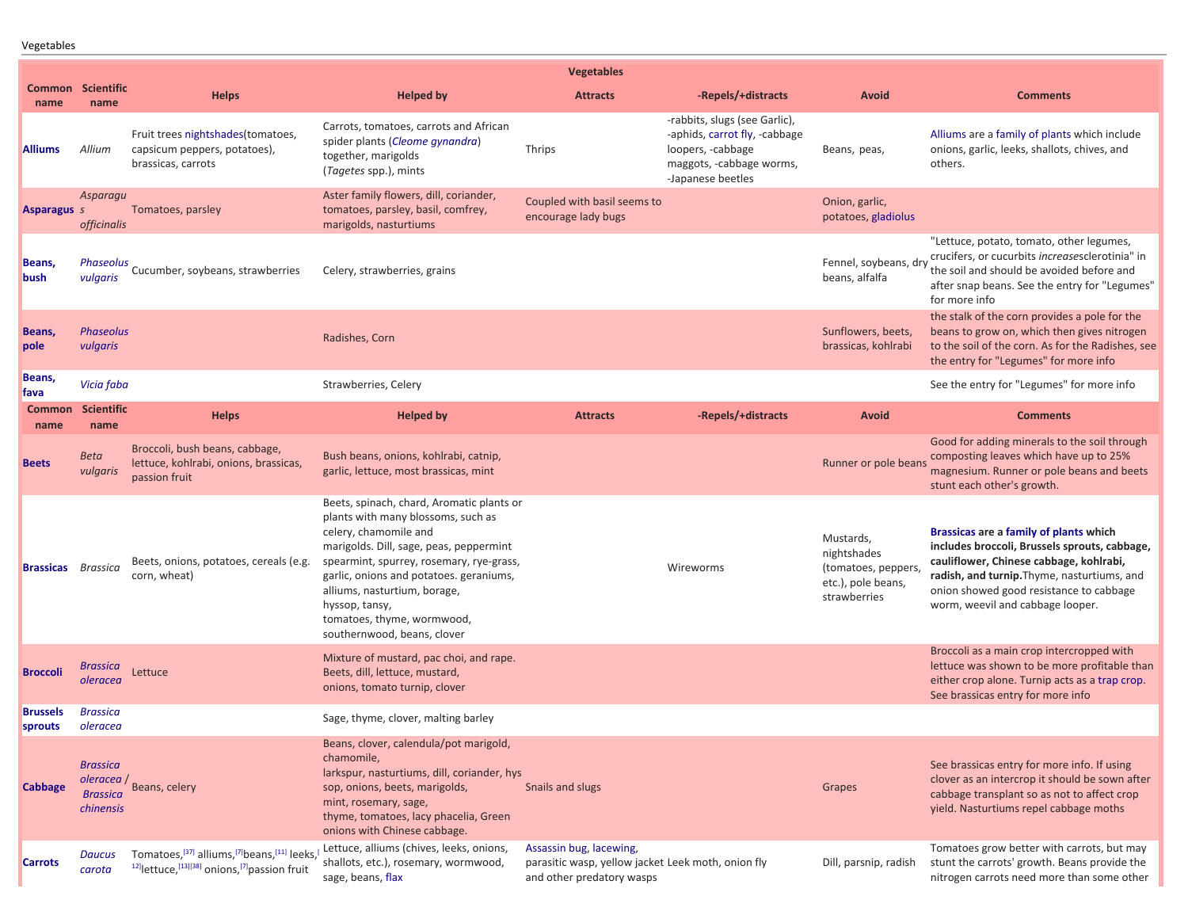Vegetables

| Common name | Scientific name | Helps | Helped by | Attracts | -Repels/+distracts | Avoid | Comments |
|---|---|---|---|---|---|---|---|
| **Alliums** | *Allium* | Fruit trees nightshades(tomatoes, capsicum peppers, potatoes), brassicas, carrots | Carrots, tomatoes, carrots and African spider plants (*Cleome gynandra*) together, marigolds (*Tagetes* spp.), mints | Thrips | -rabbits, slugs (see Garlic), -aphids, carrot fly, -cabbage loopers, -cabbage maggots, -cabbage worms, -Japanese beetles | Beans, peas, | Alliums are a family of plants which include onions, garlic, leeks, shallots, chives, and others. |
| **Asparagus** | *Asparagus officinalis* | Tomatoes, parsley | Aster family flowers, dill, coriander, tomatoes, parsley, basil, comfrey, marigolds, nasturtiums | Coupled with basil seems to encourage lady bugs | | Onion, garlic, potatoes, gladiolus | |
| **Beans, bush** | *Phaseolus vulgaris* | Cucumber, soybeans, strawberries | Celery, strawberries, grains | | | Fennel, soybeans, dry beans, alfalfa | "Lettuce, potato, tomato, other legumes, crucifers, or cucurbits *increase*sclerotinia" in the soil and should be avoided before and after snap beans. See the entry for "Legumes" for more info |
| **Beans, pole** | *Phaseolus vulgaris* | | Radishes, Corn | | | Sunflowers, beets, brassicas, kohlrabi | the stalk of the corn provides a pole for the beans to grow on, which then gives nitrogen to the soil of the corn. As for the Radishes, see the entry for "Legumes" for more info |
| **Beans, fava** | *Vicia faba* | | Strawberries, Celery | | | | See the entry for "Legumes" for more info |
| **Common name** | **Scientific name** | **Helps** | **Helped by** | **Attracts** | **-Repels/+distracts** | **Avoid** | **Comments** |
| **Beets** | *Beta vulgaris* | Broccoli, bush beans, cabbage, lettuce, kohlrabi, onions, brassicas, passion fruit | Bush beans, onions, kohlrabi, catnip, garlic, lettuce, most brassicas, mint | | | Runner or pole beans | Good for adding minerals to the soil through composting leaves which have up to 25% magnesium. Runner or pole beans and beets stunt each other's growth. |
| **Brassicas** | *Brassica* | Beets, onions, potatoes, cereals (e.g. corn, wheat) | Beets, spinach, chard, Aromatic plants or plants with many blossoms, such as celery, chamomile and marigolds. Dill, sage, peas, peppermint spearmint, spurrey, rosemary, rye-grass, garlic, onions and potatoes. geraniums, alliums, nasturtium, borage, hyssop, tansy, tomatoes, thyme, wormwood, southernwood, beans, clover | | Wireworms | Mustards, nightshades (tomatoes, peppers, etc.), pole beans, strawberries | **Brassicas are a family of plants which includes broccoli, Brussels sprouts, cabbage, cauliflower, Chinese cabbage, kohlrabi, radish, and turnip.**Thyme, nasturtiums, and onion showed good resistance to cabbage worm, weevil and cabbage looper. |
| **Broccoli** | *Brassica oleracea* | Lettuce | Mixture of mustard, pac choi, and rape. Beets, dill, lettuce, mustard, onions, tomato turnip, clover | | | | Broccoli as a main crop intercropped with lettuce was shown to be more profitable than either crop alone. Turnip acts as a trap crop. See brassicas entry for more info |
| **Brussels sprouts** | *Brassica oleracea* | | Sage, thyme, clover, malting barley | | | | |
| **Cabbage** | *Brassica oleracea* / *Brassica chinensis* | Beans, celery | Beans, clover, calendula/pot marigold, chamomile, larkspur, nasturtiums, dill, coriander, hyssop, onions, beets, marigolds, mint, rosemary, sage, thyme, tomatoes, lacy phacelia, Green onions with Chinese cabbage. | Snails and slugs | | Grapes | See brassicas entry for more info. If using clover as an intercrop it should be sown after cabbage transplant so as not to affect crop yield. Nasturtiums repel cabbage moths |
| **Carrots** | *Daucus carota* | Tomatoes,[37] alliums,[7]beans,[11] leeks,[12]lettuce,[13][38] onions,[7]passion fruit | Lettuce, alliums (chives, leeks, onions, shallots, etc.), rosemary, wormwood, sage, beans, flax | Assassin bug, lacewing, parasitic wasp, yellow jacket and other predatory wasps | Leek moth, onion fly | Dill, parsnip, radish | Tomatoes grow better with carrots, but may stunt the carrots' growth. Beans provide the nitrogen carrots need more than some other |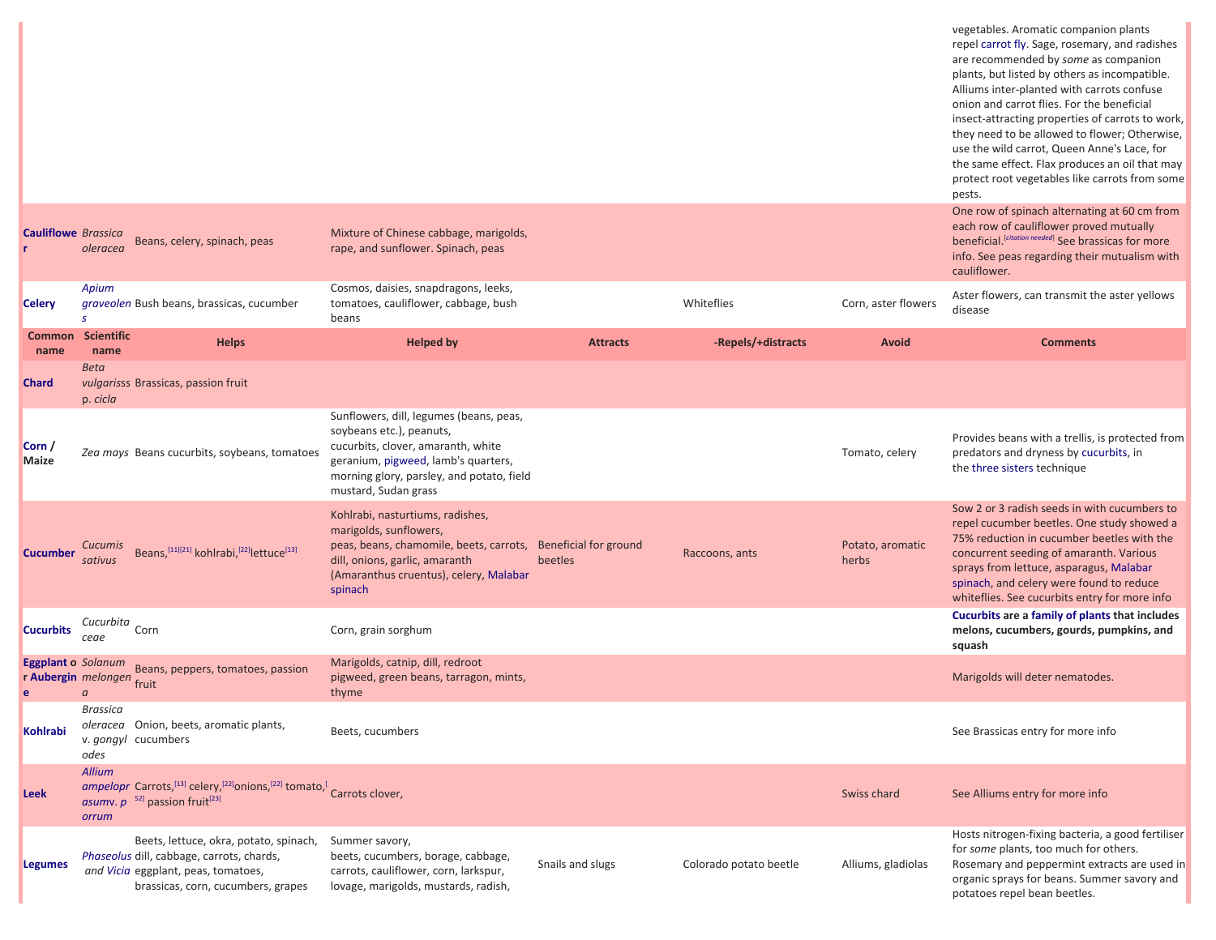| Common name | Scientific name | Helps | Helped by | Attracts | -Repels/+distracts | Avoid | Comments |
|---|---|---|---|---|---|---|---|
| | | | | | | | vegetables. Aromatic companion plants repel carrot fly. Sage, rosemary, and radishes are recommended by *some* as companion plants, but listed by others as incompatible. Alliums inter-planted with carrots confuse onion and carrot flies. For the beneficial insect-attracting properties of carrots to work, they need to be allowed to flower; Otherwise, use the wild carrot, Queen Anne's Lace, for the same effect. Flax produces an oil that may protect root vegetables like carrots from some pests. |
| **Cauliflower** | *Brassica oleracea* | Beans, celery, spinach, peas | Mixture of Chinese cabbage, marigolds, rape, and sunflower. Spinach, peas | | | | One row of spinach alternating at 60 cm from each row of cauliflower proved mutually beneficial.[citation needed] See brassicas for more info. See peas regarding their mutualism with cauliflower. |
| **Celery** | *Apium graveolens* | Bush beans, brassicas, cucumber | Cosmos, daisies, snapdragons, leeks, tomatoes, cauliflower, cabbage, bush beans | | Whiteflies | Corn, aster flowers | Aster flowers, can transmit the aster yellows disease |
| **Chard** | *Beta vulgaris* ssp. *cicla* | Brassicas, passion fruit | | | | | |
| **Corn / Maize** | *Zea mays* | Beans cucurbits, soybeans, tomatoes | Sunflowers, dill, legumes (beans, peas, soybeans etc.), peanuts, cucurbits, clover, amaranth, white geranium, pigweed, lamb's quarters, morning glory, parsley, and potato, field mustard, Sudan grass | | | Tomato, celery | Provides beans with a trellis, is protected from predators and dryness by cucurbits, in the three sisters technique |
| **Cucumber** | *Cucumis sativus* | Beans,[11][21] kohlrabi,[22] lettuce[13] | Kohlrabi, nasturtiums, radishes, marigolds, sunflowers, peas, beans, chamomile, beets, carrots, dill, onions, garlic, amaranth (Amaranthus cruentus), celery, Malabar spinach | Beneficial for ground beetles | Raccoons, ants | Potato, aromatic herbs | Sow 2 or 3 radish seeds in with cucumbers to repel cucumber beetles. One study showed a 75% reduction in cucumber beetles with the concurrent seeding of amaranth. Various sprays from lettuce, asparagus, Malabar spinach, and celery were found to reduce whiteflies. See cucurbits entry for more info |
| **Cucurbits** | *Cucurbitaceae* | Corn | Corn, grain sorghum | | | | **Cucurbits are a family of plants that includes melons, cucumbers, gourds, pumpkins, and squash** |
| **Eggplant or Aubergine** | *Solanum melongena* | Beans, peppers, tomatoes, passion fruit | Marigolds, catnip, dill, redroot pigweed, green beans, tarragon, mints, thyme | | | | Marigolds will deter nematodes. |
| **Kohlrabi** | *Brassica oleracea* v. *gongylodes* | Onion, beets, aromatic plants, cucumbers | Beets, cucumbers | | | | See Brassicas entry for more info |
| **Leek** | *Allium ampeloprasum* v. *porrum* | Carrots,[13] celery,[22] onions,[22] tomato,[52] passion fruit[23] | Carrots clover, | | | Swiss chard | See Alliums entry for more info |
| **Legumes** | *Phaseolus* and *Vicia* | Beets, lettuce, okra, potato, spinach, dill, cabbage, carrots, chards, eggplant, peas, tomatoes, brassicas, corn, cucumbers, grapes | Summer savory, beets, cucumbers, borage, cabbage, carrots, cauliflower, corn, larkspur, lovage, marigolds, mustards, radish, | Snails and slugs | Colorado potato beetle | Alliums, gladiolas | Hosts nitrogen-fixing bacteria, a good fertiliser for *some* plants, too much for others. Rosemary and peppermint extracts are used in organic sprays for beans. Summer savory and potatoes repel bean beetles. |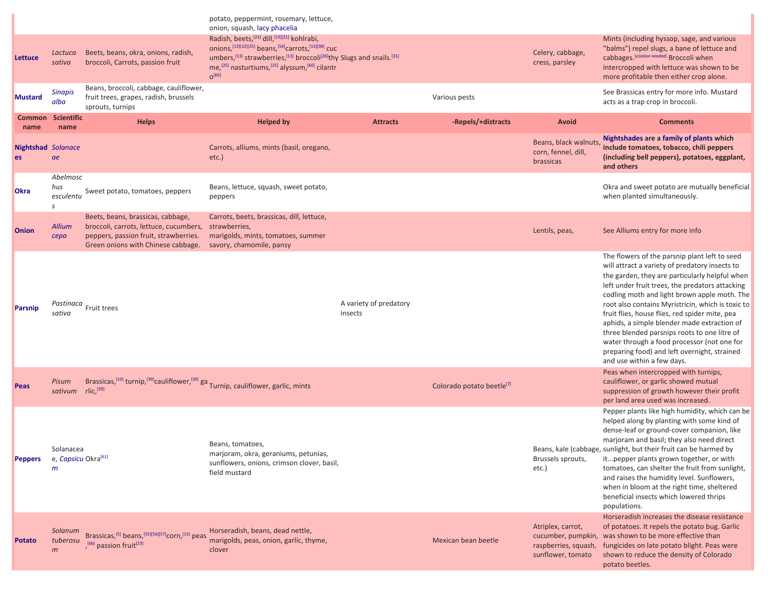| | | | potato, peppermint, rosemary, lettuce, onion, squash, lacy phacelia | | | | |
|---|---|---|---|---|---|---|---|
| **Lettuce** | *Lactuca sativa* | Beets, beans, okra, onions, radish, broccoli, Carrots, passion fruit | Radish, beets,[21] dill,[13][21] kohlrabi, onions,[13][22][25] beans,[54]carrots,[13][38] cucumbers,[13] strawberries,[13] broccoli[26]thyme,[25] nasturtiums,[25] alyssum,[60] cilantro[60] | Slugs and snails.[35] | | Celery, cabbage, cress, parsley | Mints (including hyssop, sage, and various "balms") repel slugs, a bane of lettuce and cabbages.[citation needed] Broccoli when intercropped with lettuce was shown to be more profitable then either crop alone. |
| **Mustard** | *Sinapis alba* | Beans, broccoli, cabbage, cauliflower, fruit trees, grapes, radish, brussels sprouts, turnips | | | Various pests | | See Brassicas entry for more info. Mustard acts as a trap crop in broccoli. |
| **Common name** | **Scientific name** | **Helps** | **Helped by** | **Attracts** | **-Repels/+distracts** | **Avoid** | **Comments** |
| **Nightshades** | *Solanaceae* | | Carrots, alliums, mints (basil, oregano, etc.) | | | Beans, black walnuts, corn, fennel, dill, brassicas | **Nightshades are a family of plants which include tomatoes, tobacco, chili peppers (including bell peppers), potatoes, eggplant, and others** |
| **Okra** | *Abelmoschus esculentus* | Sweet potato, tomatoes, peppers | Beans, lettuce, squash, sweet potato, peppers | | | | Okra and sweet potato are mutually beneficial when planted simultaneously. |
| **Onion** | *Allium cepa* | Beets, beans, brassicas, cabbage, broccoli, carrots, lettuce, cucumbers, peppers, passion fruit, strawberries. Green onions with Chinese cabbage. | Carrots, beets, brassicas, dill, lettuce, strawberries, marigolds, mints, tomatoes, summer savory, chamomile, pansy | | | Lentils, peas, | See Alliums entry for more info |
| **Parsnip** | *Pastinaca sativa* | Fruit trees | | A variety of predatory insects | | | The flowers of the parsnip plant left to seed will attract a variety of predatory insects to the garden, they are particularly helpful when left under fruit trees, the predators attacking codling moth and light brown apple moth. The root also contains Myristricin, which is toxic to fruit flies, house flies, red spider mite, pea aphids, a simple blender made extraction of three blended parsnips roots to one litre of water through a food processor (not one for preparing food) and left overnight, strained and use within a few days. |
| **Peas** | *Pisum sativum* | Brassicas,[10] turnip,[39]cauliflower,[39] garlic,[39] | Turnip, cauliflower, garlic, mints | | Colorado potato beetle[7] | | Peas when intercropped with turnips, cauliflower, or garlic showed mutual suppression of growth however their profit per land area used was increased. |
| **Peppers** | Solanaceae, *Capsicum* | Okra[61] | Beans, tomatoes, marjoram, okra, geraniums, petunias, sunflowers, onions, crimson clover, basil, field mustard | | | Beans, kale (cabbage, Brussels sprouts, etc.) | Pepper plants like high humidity, which can be helped along by planting with some kind of dense-leaf or ground-cover companion, like marjoram and basil; they also need direct sunlight, but their fruit can be harmed by it...pepper plants grown together, or with tomatoes, can shelter the fruit from sunlight, and raises the humidity level. Sunflowers, when in bloom at the right time, sheltered beneficial insects which lowered thrips populations. |
| **Potato** | *Solanum tuberosum* | Brassicas,[5] beans,[55][56][57]corn,[13] peas,[66] passion fruit[23] | Horseradish, beans, dead nettle, marigolds, peas, onion, garlic, thyme, clover | | Mexican bean beetle | Atriplex, carrot, cucumber, pumpkin, raspberries, squash, sunflower, tomato | Horseradish increases the disease resistance of potatoes. It repels the potato bug. Garlic was shown to be more effective than fungicides on late potato blight. Peas were shown to reduce the density of Colorado potato beetles. |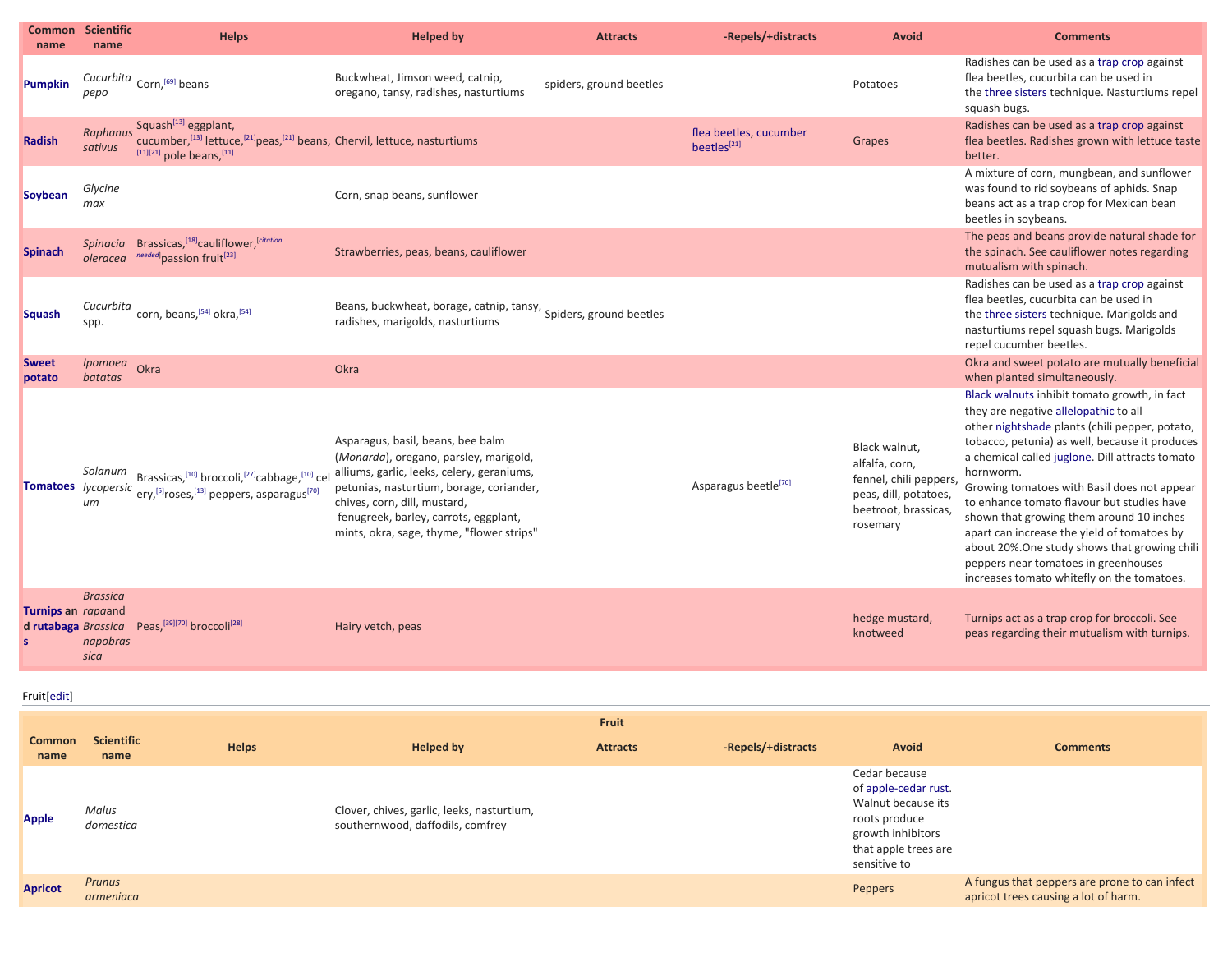| Common name | Scientific name | Helps | Helped by | Attracts | -Repels/+distracts | Avoid | Comments |
|---|---|---|---|---|---|---|---|
| **Pumpkin** | *Cucurbita pepo* | Corn,[69] beans | Buckwheat, Jimson weed, catnip, oregano, tansy, radishes, nasturtiums | spiders, ground beetles | | Potatoes | Radishes can be used as a trap crop against flea beetles, cucurbita can be used in the three sisters technique. Nasturtiums repel squash bugs. |
| **Radish** | *Raphanus sativus* | Squash[13] eggplant, cucumber,[13] lettuce,[21] peas,[21] beans,[11][21] pole beans,[11] | Chervil, lettuce, nasturtiums | | flea beetles, cucumber beetles[21] | Grapes | Radishes can be used as a trap crop against flea beetles. Radishes grown with lettuce taste better. |
| **Soybean** | *Glycine max* | | Corn, snap beans, sunflower | | | | A mixture of corn, mungbean, and sunflower was found to rid soybeans of aphids. Snap beans act as a trap crop for Mexican bean beetles in soybeans. |
| **Spinach** | *Spinacia oleracea* | Brassicas,[18] cauliflower,[citation needed] passion fruit[23] | Strawberries, peas, beans, cauliflower | | | | The peas and beans provide natural shade for the spinach. See cauliflower notes regarding mutualism with spinach. |
| **Squash** | *Cucurbita* spp. | corn, beans,[54] okra,[54] | Beans, buckwheat, borage, catnip, tansy, radishes, marigolds, nasturtiums | Spiders, ground beetles | | | Radishes can be used as a trap crop against flea beetles, cucurbita can be used in the three sisters technique. Marigolds and nasturtiums repel squash bugs. Marigolds repel cucumber beetles. |
| **Sweet potato** | *Ipomoea batatas* | Okra | Okra | | | | Okra and sweet potato are mutually beneficial when planted simultaneously. |
| **Tomatoes** | *Solanum lycopersicum* | Brassicas,[10] broccoli,[27] cabbage,[10] celery,[5] roses,[13] peppers, asparagus[70] | Asparagus, basil, beans, bee balm (*Monarda*), oregano, parsley, marigold, alliums, garlic, leeks, celery, geraniums, petunias, nasturtium, borage, coriander, chives, corn, dill, mustard, fenugreek, barley, carrots, eggplant, mints, okra, sage, thyme, "flower strips" | | Asparagus beetle[70] | Black walnut, alfalfa, corn, fennel, chili peppers, peas, dill, potatoes, beetroot, brassicas, rosemary | Black walnuts inhibit tomato growth, in fact they are negative allelopathic to all other nightshade plants (chili pepper, potato, tobacco, petunia) as well, because it produces a chemical called juglone. Dill attracts tomato hornworm. Growing tomatoes with Basil does not appear to enhance tomato flavour but studies have shown that growing them around 10 inches apart can increase the yield of tomatoes by about 20%.One study shows that growing chili peppers near tomatoes in greenhouses increases tomato whitefly on the tomatoes. |
| **Turnips and rutabagas** | *Brassica rapa* and *Brassica napobrassica* | Peas,[39][70] broccoli[28] | Hairy vetch, peas | | | hedge mustard, knotweed | Turnips act as a trap crop for broccoli. See peas regarding their mutualism with turnips. |

## Fruit[edit]

| Fruit | | | | | | | |
|---|---|---|---|---|---|---|---|
| **Common name** | **Scientific name** | **Helps** | **Helped by** | **Attracts** | **-Repels/+distracts** | **Avoid** | **Comments** |
| **Apple** | *Malus domestica* | | Clover, chives, garlic, leeks, nasturtium, southernwood, daffodils, comfrey | | | Cedar because of apple-cedar rust. Walnut because its roots produce growth inhibitors that apple trees are sensitive to | |
| **Apricot** | *Prunus armeniaca* | | | | | Peppers | A fungus that peppers are prone to can infect apricot trees causing a lot of harm. |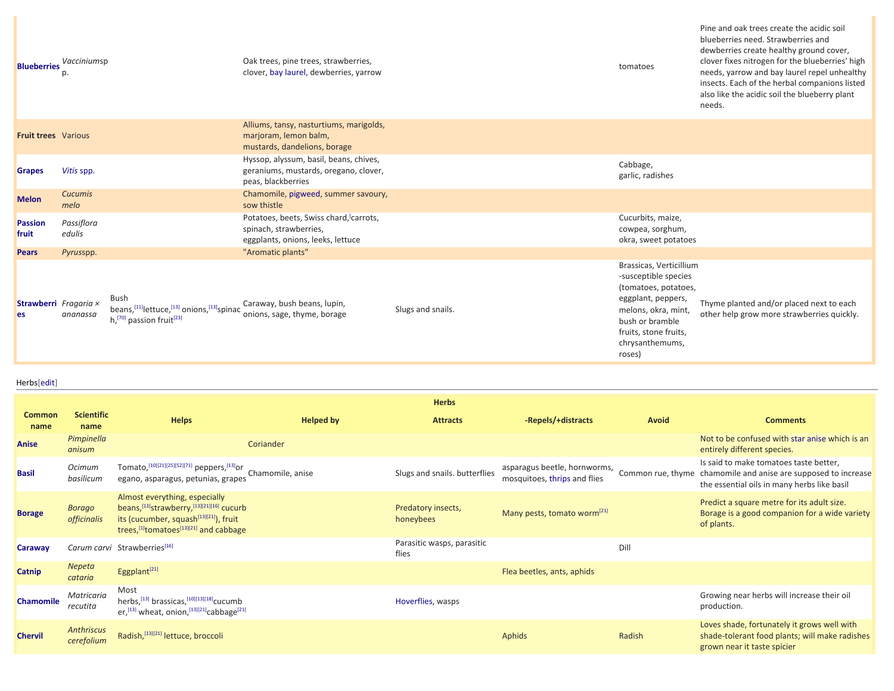| Common name | Scientific name | Helps | Helped by | Attracts | -Repels/+distracts | Avoid | Comments |
|---|---|---|---|---|---|---|---|
| **Blueberries** | *Vaccinium* spp. | | Oak trees, pine trees, strawberries, clover, bay laurel, dewberries, yarrow | | | tomatoes | Pine and oak trees create the acidic soil blueberries need. Strawberries and dewberries create healthy ground cover, clover fixes nitrogen for the blueberries' high needs, yarrow and bay laurel repel unhealthy insects. Each of the herbal companions listed also like the acidic soil the blueberry plant needs. |
| **Fruit trees** | Various | | Alliums, tansy, nasturtiums, marigolds, marjoram, lemon balm, mustards, dandelions, borage | | | | |
| **Grapes** | *Vitis* spp. | | Hyssop, alyssum, basil, beans, chives, geraniums, mustards, oregano, clover, peas, blackberries | | | Cabbage, garlic, radishes | |
| **Melon** | *Cucumis melo* | | Chamomile, pigweed, summer savoury, sow thistle | | | | |
| **Passion fruit** | *Passiflora edulis* | | Potatoes, beets, Swiss chard, carrots, spinach, strawberries, eggplants, onions, leeks, lettuce | | | Cucurbits, maize, cowpea, sorghum, okra, sweet potatoes | |
| **Pears** | *Pyrus* spp. | | "Aromatic plants" | | | | |
| **Strawberries** | *Fragaria × ananassa* | Bush beans,[11] lettuce,[13] onions,[13] spinach,[70] passion fruit[23] | Caraway, bush beans, lupin, onions, sage, thyme, borage | Slugs and snails. | | Brassicas, Verticillium-susceptible species (tomatoes, potatoes, eggplant, peppers, melons, okra, mint, bush or bramble fruits, stone fruits, chrysanthemums, roses) | Thyme planted and/or placed next to each other help grow more strawberries quickly. |

Herbs[edit]

| Herbs | | | | | | | |
|---|---|---|---|---|---|---|---|
| **Common name** | **Scientific name** | **Helps** | **Helped by** | **Attracts** | **-Repels/+distracts** | **Avoid** | **Comments** |
| **Anise** | *Pimpinella anisum* | | Coriander | | | | Not to be confused with star anise which is an entirely different species. |
| **Basil** | *Ocimum basilicum* | Tomato,[10][21][25][52][71] peppers,[13] oregano, asparagus, petunias, grapes | Chamomile, anise | Slugs and snails. butterflies | asparagus beetle, hornworms, mosquitoes, thrips and flies | Common rue, thyme | Is said to make tomatoes taste better, chamomile and anise are supposed to increase the essential oils in many herbs like basil |
| **Borage** | *Borago officinalis* | Almost everything, especially beans,[13] strawberry,[13][21][16] cucurbits (cucumber, squash[13][21]), fruit trees,[1] tomatoes[13][21] and cabbage | | Predatory insects, honeybees | Many pests, tomato worm[21] | | Predict a square metre for its adult size. Borage is a good companion for a wide variety of plants. |
| **Caraway** | *Carum carvi* | Strawberries[16] | | Parasitic wasps, parasitic flies | | Dill | |
| **Catnip** | *Nepeta cataria* | Eggplant[21] | | | Flea beetles, ants, aphids | | |
| **Chamomile** | *Matricaria recutita* | Most herbs,[13] brassicas,[10][13][18] cucumber,[13] wheat, onion,[13][21] cabbage[21] | | Hoverflies, wasps | | | Growing near herbs will increase their oil production. |
| **Chervil** | *Anthriscus cerefolium* | Radish,[13][21] lettuce, broccoli | | | Aphids | Radish | Loves shade, fortunately it grows well with shade-tolerant food plants; will make radishes grown near it taste spicier |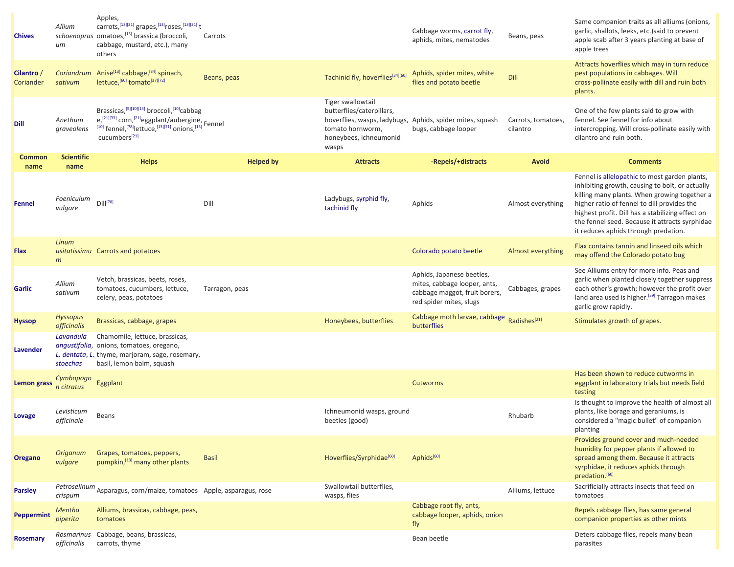| Common name | Scientific name | Helps | Helped by | Attracts | -Repels/+distracts | Avoid | Comments |
|---|---|---|---|---|---|---|---|
| **Chives** | *Allium schoenoprasum* | Apples, carrots,[13][21] grapes,[13]roses,[13][21] tomatoes,[13] brassica (broccoli, cabbage, mustard, etc.), many others | Carrots | | Cabbage worms, carrot fly, aphids, mites, nematodes | Beans, peas | Same companion traits as all alliums (onions, garlic, shallots, leeks, etc.)said to prevent apple scab after 3 years planting at base of apple trees |
| **Cilantro** / Coriander | *Coriandrum sativum* | Anise[13] cabbage,[34] spinach, lettuce,[60] tomato[37][72] | Beans, peas | Tachinid fly, hoverflies[34][60] | Aphids, spider mites, white flies and potato beetle | Dill | Attracts hoverflies which may in turn reduce pest populations in cabbages. Will cross-pollinate easily with dill and ruin both plants. |
| **Dill** | *Anethum graveolens* | Brassicas,[5][10][13] broccoli,[10]cabbage,[21][33] corn,[21]eggplant/aubergine,[10] fennel,[78]lettuce,[13][21] onions,[13] cucumbers[21] | Fennel | Tiger swallowtail butterflies/caterpillars, hoverflies, wasps, ladybugs, tomato hornworm, honeybees, ichneumonid wasps | Aphids, spider mites, squash bugs, cabbage looper | Carrots, tomatoes, cilantro | One of the few plants said to grow with fennel. See fennel for info about intercropping. Will cross-pollinate easily with cilantro and ruin both. |
| **Fennel** | *Foeniculum vulgare* | Dill[78] | Dill | Ladybugs, syrphid fly, tachinid fly | Aphids | Almost everything | Fennel is allelopathic to most garden plants, inhibiting growth, causing to bolt, or actually killing many plants. When growing together a higher ratio of fennel to dill provides the highest profit. Dill has a stabilizing effect on the fennel seed. Because it attracts syrphidae it reduces aphids through predation. |
| **Flax** | *Linum usitatissimum* | Carrots and potatoes | | | Colorado potato beetle | Almost everything | Flax contains tannin and linseed oils which may offend the Colorado potato bug |
| **Garlic** | *Allium sativum* | Vetch, brassicas, beets, roses, tomatoes, cucumbers, lettuce, celery, peas, potatoes | Tarragon, peas | | Aphids, Japanese beetles, mites, cabbage looper, ants, cabbage maggot, fruit borers, red spider mites, slugs | Cabbages, grapes | See Alliums entry for more info. Peas and garlic when planted closely together suppress each other's growth; however the profit over land area used is higher.[39] Tarragon makes garlic grow rapidly. |
| **Hyssop** | *Hyssopus officinalis* | Brassicas, cabbage, grapes | | Honeybees, butterflies | Cabbage moth larvae, cabbage butterflies | Radishes[21] | Stimulates growth of grapes. |
| **Lavender** | *Lavandula angustifolia*, *L. dentata*, *L. stoechas* | Chamomile, lettuce, brassicas, onions, tomatoes, oregano, thyme, marjoram, sage, rosemary, basil, lemon balm, squash | | | | | |
| **Lemon grass** | *Cymbopogon citratus* | Eggplant | | | Cutworms | | Has been shown to reduce cutworms in eggplant in laboratory trials but needs field testing |
| **Lovage** | *Levisticum officinale* | Beans | | Ichneumonid wasps, ground beetles (good) | | Rhubarb | Is thought to improve the health of almost all plants, like borage and geraniums, is considered a "magic bullet" of companion planting |
| **Oregano** | *Origanum vulgare* | Grapes, tomatoes, peppers, pumpkin,[13] many other plants | Basil | Hoverflies/Syrphidae[60] | Aphids[60] | | Provides ground cover and much-needed humidity for pepper plants if allowed to spread among them. Because it attracts syrphidae, it reduces aphids through predation.[60] |
| **Parsley** | *Petroselinum crispum* | Asparagus, corn/maize, tomatoes | Apple, asparagus, rose | Swallowtail butterflies, wasps, flies | | Alliums, lettuce | Sacrificially attracts insects that feed on tomatoes |
| **Peppermint** | *Mentha piperita* | Alliums, brassicas, cabbage, peas, tomatoes | | | Cabbage root fly, ants, cabbage looper, aphids, onion fly | | Repels cabbage flies, has same general companion properties as other mints |
| **Rosemary** | *Rosmarinus officinalis* | Cabbage, beans, brassicas, carrots, thyme | | | Bean beetle | | Deters cabbage flies, repels many bean parasites |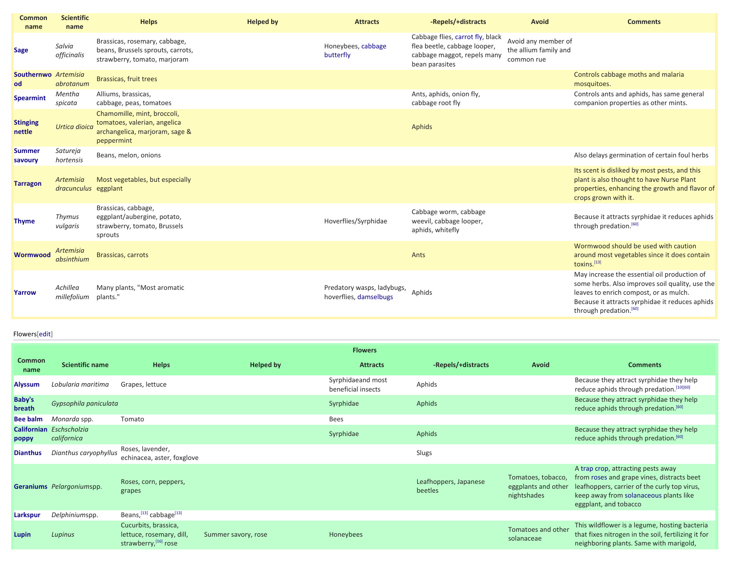| Common name | Scientific name | Helps | Helped by | Attracts | -Repels/+distracts | Avoid | Comments |
|---|---|---|---|---|---|---|---|
| **Sage** | *Salvia officinalis* | Brassicas, rosemary, cabbage, beans, Brussels sprouts, carrots, strawberry, tomato, marjoram | | Honeybees, cabbage butterfly | Cabbage flies, carrot fly, black flea beetle, cabbage looper, cabbage maggot, repels many bean parasites | Avoid any member of the allium family and common rue | |
| **Southernwood** | *Artemisia abrotanum* | Brassicas, fruit trees | | | | | Controls cabbage moths and malaria mosquitoes. |
| **Spearmint** | *Mentha spicata* | Alliums, brassicas, cabbage, peas, tomatoes | | | Ants, aphids, onion fly, cabbage root fly | | Controls ants and aphids, has same general companion properties as other mints. |
| **Stinging nettle** | *Urtica dioica* | Chamomille, mint, broccoli, tomatoes, valerian, angelica archangelica, marjoram, sage & peppermint | | | Aphids | | |
| **Summer savoury** | *Satureja hortensis* | Beans, melon, onions | | | | | Also delays germination of certain foul herbs |
| **Tarragon** | *Artemisia dracunculus* | Most vegetables, but especially eggplant | | | | | Its scent is disliked by most pests, and this plant is also thought to have Nurse Plant properties, enhancing the growth and flavor of crops grown with it. |
| **Thyme** | *Thymus vulgaris* | Brassicas, cabbage, eggplant/aubergine, potato, strawberry, tomato, Brussels sprouts | | Hoverflies/Syrphidae | Cabbage worm, cabbage weevil, cabbage looper, aphids, whitefly | | Because it attracts syrphidae it reduces aphids through predation.[60] |
| **Wormwood** | *Artemisia absinthium* | Brassicas, carrots | | | Ants | | Wormwood should be used with caution around most vegetables since it does contain toxins.[13] |
| **Yarrow** | *Achillea millefolium* | Many plants, "Most aromatic plants." | | Predatory wasps, ladybugs, hoverflies, damselbugs | Aphids | | May increase the essential oil production of some herbs. Also improves soil quality, use the leaves to enrich compost, or as mulch. Because it attracts syrphidae it reduces aphids through predation.[60] |

## Flowers[edit]

| Flowers | | | | | | | |
|---|---|---|---|---|---|---|---|
| **Common name** | **Scientific name** | **Helps** | **Helped by** | **Attracts** | **-Repels/+distracts** | **Avoid** | **Comments** |
| **Alyssum** | *Lobularia maritima* | Grapes, lettuce | | Syrphidaeand most beneficial insects | Aphids | | Because they attract syrphidae they help reduce aphids through predation.[10][60] |
| **Baby's breath** | *Gypsophila paniculata* | | | Syrphidae | Aphids | | Because they attract syrphidae they help reduce aphids through predation.[60] |
| **Bee balm** | *Monarda* spp. | Tomato | | Bees | | | |
| **Californian poppy** | *Eschscholzia californica* | | | Syrphidae | Aphids | | Because they attract syrphidae they help reduce aphids through predation.[60] |
| **Dianthus** | *Dianthus caryophyllus* | Roses, lavender, echinacea, aster, foxglove | | | Slugs | | |
| **Geraniums** | *Pelargonium*spp. | Roses, corn, peppers, grapes | | | Leafhoppers, Japanese beetles | Tomatoes, tobacco, eggplants and other nightshades | A trap crop, attracting pests away from roses and grape vines, distracts beet leafhoppers, carrier of the curly top virus, keep away from solanaceous plants like eggplant, and tobacco |
| **Larkspur** | *Delphinium*spp. | Beans,[13] cabbage[13] | | | | | |
| **Lupin** | *Lupinus* | Cucurbits, brassica, lettuce, rosemary, dill, strawberry,[16] rose | Summer savory, rose | Honeybees | | Tomatoes and other solanaceae | This wildflower is a legume, hosting bacteria that fixes nitrogen in the soil, fertilizing it for neighboring plants. Same with marigold, |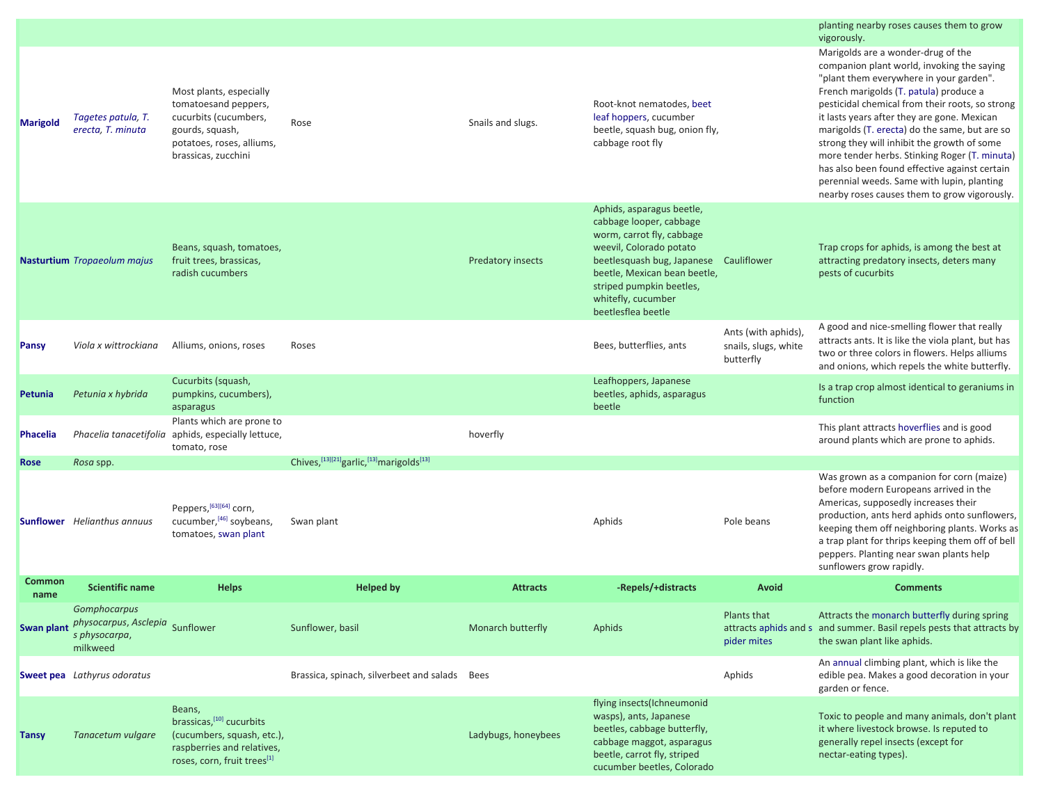| Common name | Scientific name | Helps | Helped by | Attracts | -Repels/+distracts | Avoid | Comments |
|---|---|---|---|---|---|---|---|
| | | | | | | | planting nearby roses causes them to grow vigorously. |
| **Marigold** | *Tagetes patula, T. erecta, T. minuta* | Most plants, especially tomatoesand peppers, cucurbits (cucumbers, gourds, squash, potatoes, roses, alliums, brassicas, zucchini | Rose | Snails and slugs. | Root-knot nematodes, beet leaf hoppers, cucumber beetle, squash bug, onion fly, cabbage root fly | | Marigolds are a wonder-drug of the companion plant world, invoking the saying "plant them everywhere in your garden". French marigolds (T. patula) produce a pesticidal chemical from their roots, so strong it lasts years after they are gone. Mexican marigolds (T. erecta) do the same, but are so strong they will inhibit the growth of some more tender herbs. Stinking Roger (T. minuta) has also been found effective against certain perennial weeds. Same with lupin, planting nearby roses causes them to grow vigorously. |
| **Nasturtium** | *Tropaeolum majus* | Beans, squash, tomatoes, fruit trees, brassicas, radish cucumbers | | Predatory insects | Aphids, asparagus beetle, cabbage looper, cabbage worm, carrot fly, cabbage weevil, Colorado potato beetlesquash bug, Japanese beetle, Mexican bean beetle, striped pumpkin beetles, whitefly, cucumber beetlesflea beetle | Cauliflower | Trap crops for aphids, is among the best at attracting predatory insects, deters many pests of cucurbits |
| **Pansy** | *Viola x wittrockiana* | Alliums, onions, roses | Roses | | Bees, butterflies, ants | Ants (with aphids), snails, slugs, white butterfly | A good and nice-smelling flower that really attracts ants. It is like the viola plant, but has two or three colors in flowers. Helps alliums and onions, which repels the white butterfly. |
| **Petunia** | *Petunia x hybrida* | Cucurbits (squash, pumpkins, cucumbers), asparagus | | | Leafhoppers, Japanese beetles, aphids, asparagus beetle | | Is a trap crop almost identical to geraniums in function |
| **Phacelia** | *Phacelia tanacetifolia* | Plants which are prone to aphids, especially lettuce, tomato, rose | | hoverfly | | | This plant attracts hoverflies and is good around plants which are prone to aphids. |
| **Rose** | *Rosa* spp. | | Chives,[13][21]garlic,[13]marigolds[13] | | | | |
| **Sunflower** | *Helianthus annuus* | Peppers,[63][64] corn, cucumber,[46] soybeans, tomatoes, swan plant | Swan plant | | Aphids | Pole beans | Was grown as a companion for corn (maize) before modern Europeans arrived in the Americas, supposedly increases their production, ants herd aphids onto sunflowers, keeping them off neighboring plants. Works as a trap plant for thrips keeping them off of bell peppers. Planting near swan plants help sunflowers grow rapidly. |
| **Common name** | **Scientific name** | **Helps** | **Helped by** | **Attracts** | **-Repels/+distracts** | **Avoid** | **Comments** |
| **Swan plant** | *Gomphocarpus physocarpus, Asclepias physocarpa*, milkweed | Sunflower | Sunflower, basil | Monarch butterfly | Aphids | Plants that attracts aphids and spider mites | Attracts the monarch butterfly during spring and summer. Basil repels pests that attracts by the swan plant like aphids. |
| **Sweet pea** | *Lathyrus odoratus* | | Brassica, spinach, silverbeet and salads | Bees | | Aphids | An annual climbing plant, which is like the edible pea. Makes a good decoration in your garden or fence. |
| **Tansy** | *Tanacetum vulgare* | Beans, brassicas,[10] cucurbits (cucumbers, squash, etc.), raspberries and relatives, roses, corn, fruit trees[1] | | Ladybugs, honeybees | flying insects(Ichneumonid wasps), ants, Japanese beetles, cabbage butterfly, cabbage maggot, asparagus beetle, carrot fly, striped cucumber beetles, Colorado | | Toxic to people and many animals, don't plant it where livestock browse. Is reputed to generally repel insects (except for nectar-eating types). |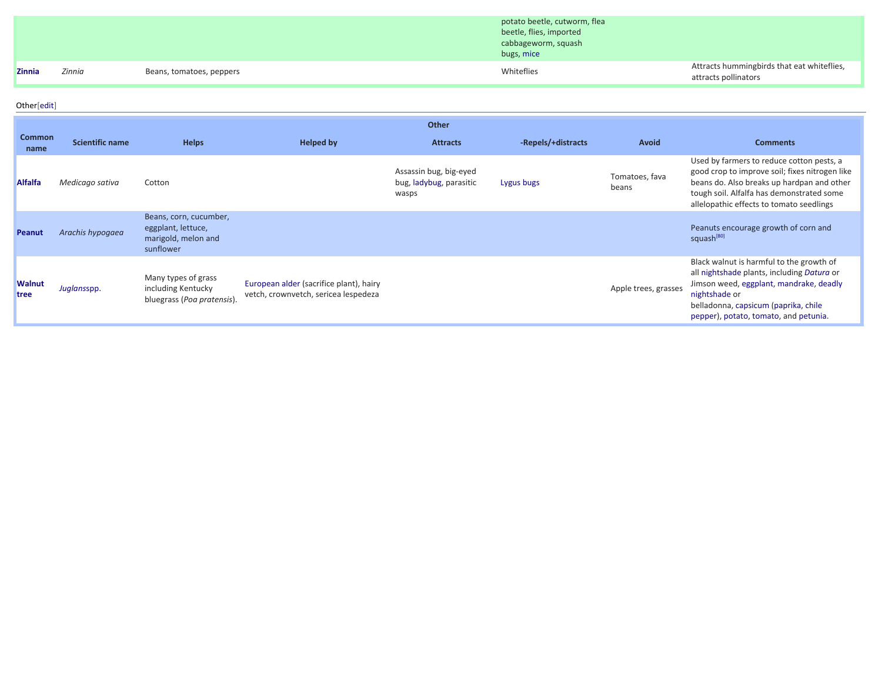| | | | | | | | |
|---|---|---|---|---|---|---|---|
| | | | | potato beetle, cutworm, flea beetle, flies, imported cabbageworm, squash bugs, mice | | | |
| **Zinnia** | *Zinnia* | Beans, tomatoes, peppers | | Whiteflies | | | Attracts hummingbirds that eat whiteflies, attracts pollinators |

Other[edit]

| Other | | | | | | | |
|---|---|---|---|---|---|---|---|
| Common name | Scientific name | Helps | Helped by | Attracts | -Repels/+distracts | Avoid | Comments |
| **Alfalfa** | *Medicago sativa* | Cotton | | Assassin bug, big-eyed bug, ladybug, parasitic wasps | Lygus bugs | Tomatoes, fava beans | Used by farmers to reduce cotton pests, a good crop to improve soil; fixes nitrogen like beans do. Also breaks up hardpan and other tough soil. Alfalfa has demonstrated some allelopathic effects to tomato seedlings |
| **Peanut** | *Arachis hypogaea* | Beans, corn, cucumber, eggplant, lettuce, marigold, melon and sunflower | | | | | Peanuts encourage growth of corn and squash[80] |
| **Walnut tree** | *Juglans*spp. | Many types of grass including Kentucky bluegrass (*Poa pratensis*). | European alder (sacrifice plant), hairy vetch, crownvetch, sericea lespedeza | | | Apple trees, grasses | Black walnut is harmful to the growth of all nightshade plants, including *Datura* or Jimson weed, eggplant, mandrake, deadly nightshade or belladonna, capsicum (paprika, chile pepper), potato, tomato, and petunia. |